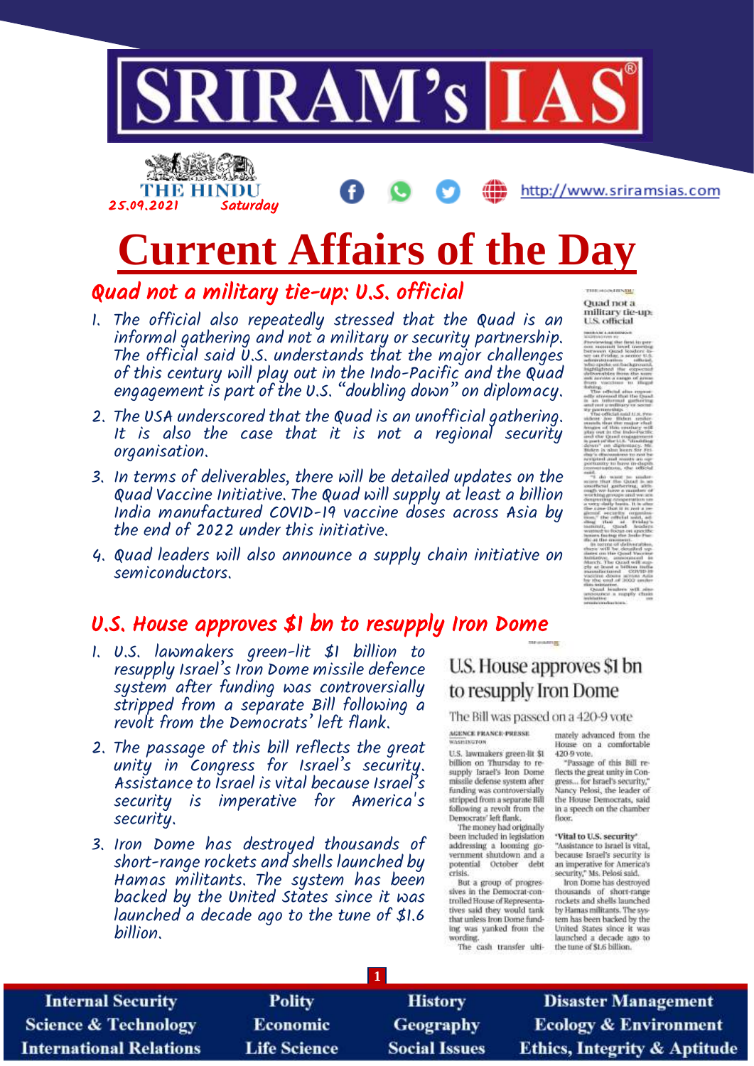# SRIRAM's IAS

THE HINDU 25.09.2021 Saturday

http://www.sriramsias.com

# Current Affairs of the Day

## Quad not a military tie-up: U.S. official

1. The official also repeatedly stressed that the Quad is an informal gathering and not a military or security partnership. The official said U.S. understands that the major challenges of this century will play out in the Indo-Pacific and the Quad engagement is part of the U.S. "doubling down" on diplomacy.
2. The USA underscored that the Quad is an unofficial gathering. It is also the case that it is not a regional security organisation.
3. In terms of deliverables, there will be detailed updates on the Quad Vaccine Initiative. The Quad will supply at least a billion India manufactured COVID-19 vaccine doses across Asia by the end of 2022 under this initiative.
4. Quad leaders will also announce a supply chain initiative on semiconductors.

## U.S. House approves $1 bn to resupply Iron Dome

1. U.S. lawmakers green-lit $1 billion to resupply Israel's Iron Dome missile defence system after funding was controversially stripped from a separate Bill following a revolt from the Democrats' left flank.
2. The passage of this bill reflects the great unity in Congress for Israel's security. Assistance to Israel is vital because Israel's security is imperative for America's security.
3. Iron Dome has destroyed thousands of short-range rockets and shells launched by Hamas militants. The system has been backed by the United States since it was launched a decade ago to the tune of $1.6 billion.

### U.S. House approves $1 bn to resupply Iron Dome

The Bill was passed on a 420-9 vote

AGENCE FRANCE-PRESSE
WASHINGTON

U.S. lawmakers green-lit $1 billion on Thursday to resupply Israel's Iron Dome missile defense system after funding was controversially stripped from a separate Bill following a revolt from the Democrats' left flank.

The money had originally been included in legislation addressing a looming government shutdown and a potential October debt crisis.

But a group of progressives in the Democrat-controlled House of Representatives said they would tank that unless Iron Dome funding was yanked from the wording.

The cash transfer ultimately advanced from the House on a comfortable 420-9 vote.

"Passage of this Bill reflects the great unity in Congress... for Israel's security," Nancy Pelosi, the leader of the House Democrats, said in a speech on the chamber floor.

**'Vital to U.S. security'**

"Assistance to Israel is vital, because Israel's security is an imperative for America's security," Ms. Pelosi said.

Iron Dome has destroyed thousands of short-range rockets and shells launched by Hamas militants. The system has been backed by the United States since it was launched a decade ago to the tune of $1.6 billion.

Internal Security | Polity | History | Disaster Management
Science & Technology | Economic | Geography | Ecology & Environment
International Relations | Life Science | Social Issues | Ethics, Integrity & Aptitude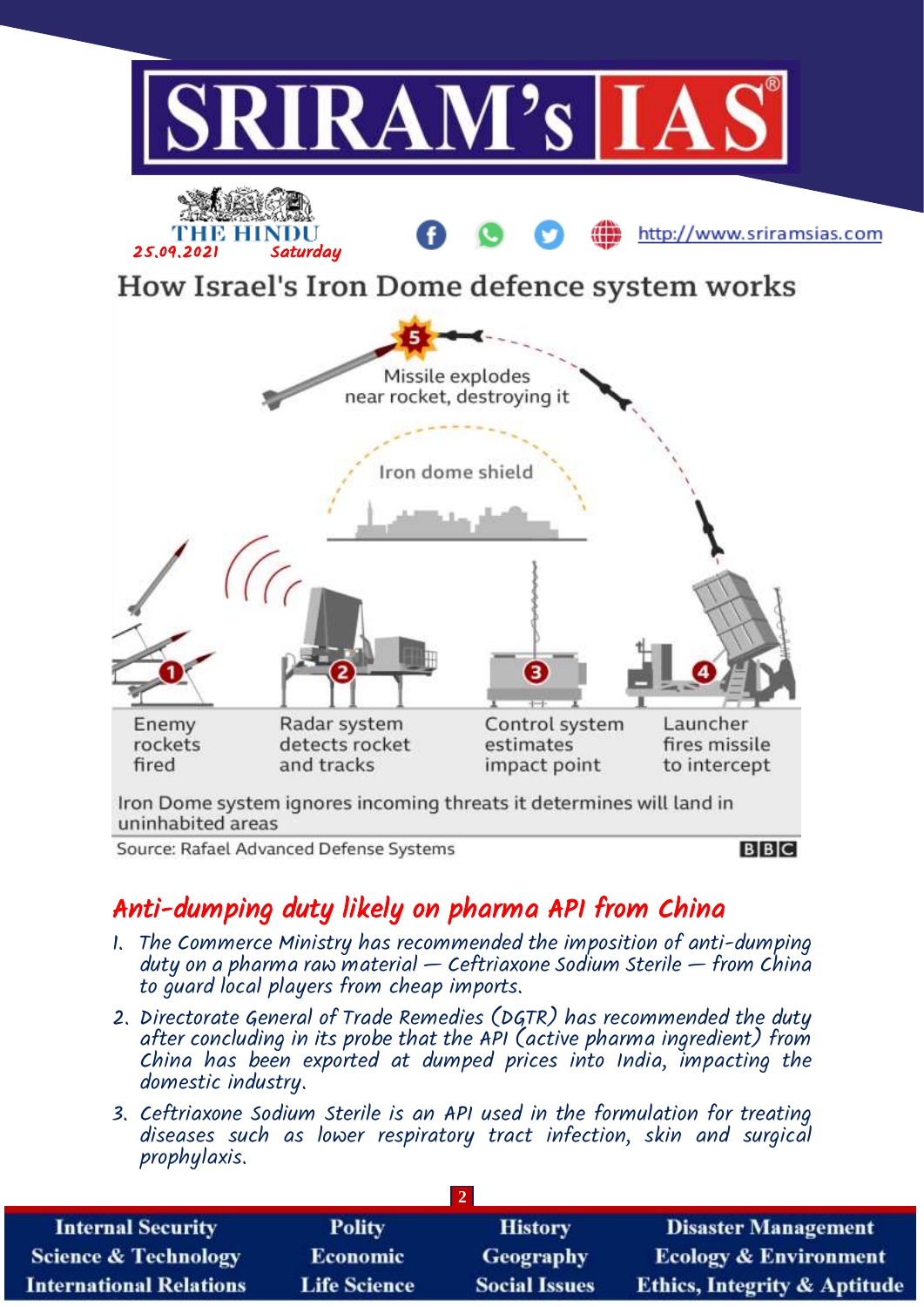THE HINDU
25.09.2021 Saturday

## How Israel's Iron Dome defence system works

5. Missile explodes near rocket, destroying it

Iron dome shield

1. Enemy rockets fired
2. Radar system detects rocket and tracks
3. Control system estimates impact point
4. Launcher fires missile to intercept

Iron Dome system ignores incoming threats it determines will land in uninhabited areas

Source: Rafael Advanced Defense Systems

BBC

## Anti-dumping duty likely on pharma API from China

1. The Commerce Ministry has recommended the imposition of anti-dumping duty on a pharma raw material — Ceftriaxone Sodium Sterile — from China to guard local players from cheap imports.
2. Directorate General of Trade Remedies (DGTR) has recommended the duty after concluding in its probe that the API (active pharma ingredient) from China has been exported at dumped prices into India, impacting the domestic industry.
3. Ceftriaxone Sodium Sterile is an API used in the formulation for treating diseases such as lower respiratory tract infection, skin and surgical prophylaxis.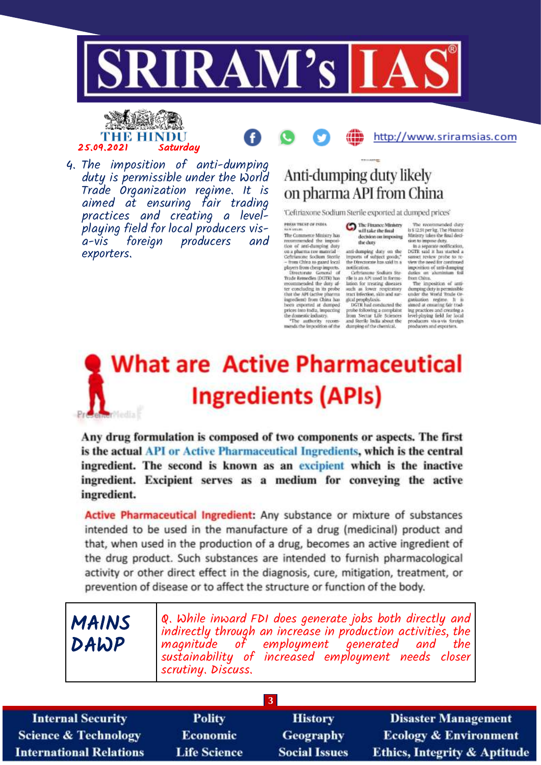# SRIRAM's IAS

THE HINDU
25.09.2021 Saturday

http://www.sriramsias.com

4. *The imposition of anti-dumping duty is permissible under the World Trade Organization regime. It is aimed at ensuring fair trading practices and creating a level-playing field for local producers vis-a-vis foreign producers and exporters.*

## Anti-dumping duty likely on pharma API from China

'Ceftriaxone Sodium Sterile exported at dumped prices'

PRESS TRUST OF INDIA
NEW DELHI

The Commerce Ministry has recommended the imposition of anti-dumping duty on a pharma raw material – Ceftriaxone Sodium Sterile – from China to guard local players from cheap imports.

Directorate General of Trade Remedies (DGTR) has recommended the duty after concluding in its probe that the API (active pharma ingredient) from China has been exported at dumped prices into India, impacting the domestic industry.

"The authority recommends the imposition of the anti-dumping duty on the imports of subject goods," the Directorate has said in a notification.

**The Finance Ministry will take the final decision on imposing the duty**

Ceftriaxone Sodium Sterile is an API used in formulation for treating diseases such as lower respiratory tract infection, skin and surgical prophylaxis.

DGTR had conducted the probe following a complaint from Nectar Life Sciences and Sterile India about the dumping of the chemical.

The recommended duty is $ 12.91 per kg. The Finance Ministry takes the final decision to impose duty.

In a separate notification, DGTR said it has started a sunset review probe to review the need for continued imposition of anti-dumping duties on aluminium foil from China.

The imposition of anti-dumping duty is permissible under the World Trade Organization regime. It is aimed at ensuring fair trading practices and creating a level-playing field for local producers vis-a-vis foreign producers and exporters.

## What are Active Pharmaceutical Ingredients (APIs)

**Any drug formulation is composed of two components or aspects. The first is the actual API or Active Pharmaceutical Ingredients, which is the central ingredient. The second is known as an excipient which is the inactive ingredient. Excipient serves as a medium for conveying the active ingredient.**

**Active Pharmaceutical Ingredient:** Any substance or mixture of substances intended to be used in the manufacture of a drug (medicinal) product and that, when used in the production of a drug, becomes an active ingredient of the drug product. Such substances are intended to furnish pharmacological activity or other direct effect in the diagnosis, cure, mitigation, treatment, or prevention of disease or to affect the structure or function of the body.

| MAINS DAWP | *Q. While inward FDI does generate jobs both directly and indirectly through an increase in production activities, the magnitude of employment generated and the sustainability of increased employment needs closer scrutiny. Discuss.* |
|---|---|

Internal Security | Polity | History | Disaster Management
Science & Technology | Economic | Geography | Ecology & Environment
International Relations | Life Science | Social Issues | Ethics, Integrity & Aptitude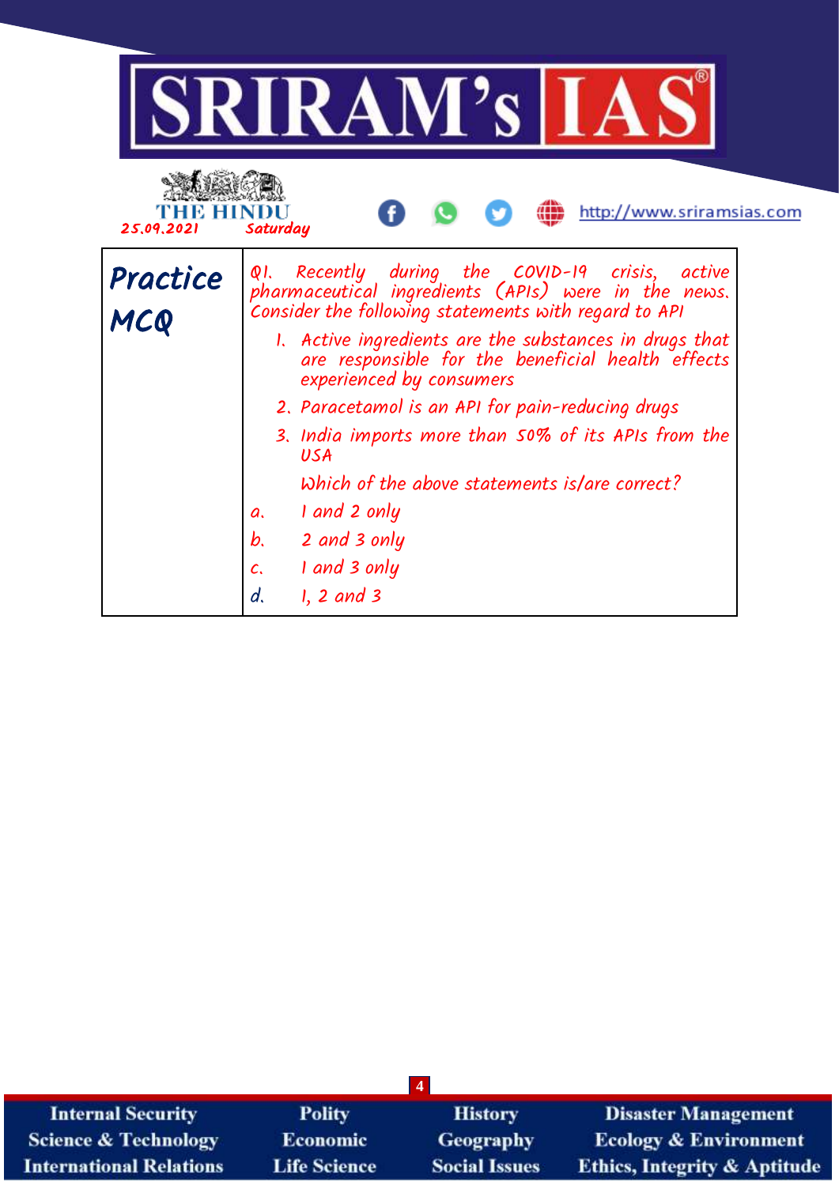THE HINDU
25.09.2021 Saturday

http://www.sriramsias.com

## Practice MCQ

Q1. Recently during the COVID-19 crisis, active pharmaceutical ingredients (APIs) were in the news. Consider the following statements with regard to API

1. Active ingredients are the substances in drugs that are responsible for the beneficial health effects experienced by consumers
2. Paracetamol is an API for pain-reducing drugs
3. India imports more than 50% of its APIs from the USA

Which of the above statements is/are correct?

a. 1 and 2 only
b. 2 and 3 only
c. 1 and 3 only
d. 1, 2 and 3